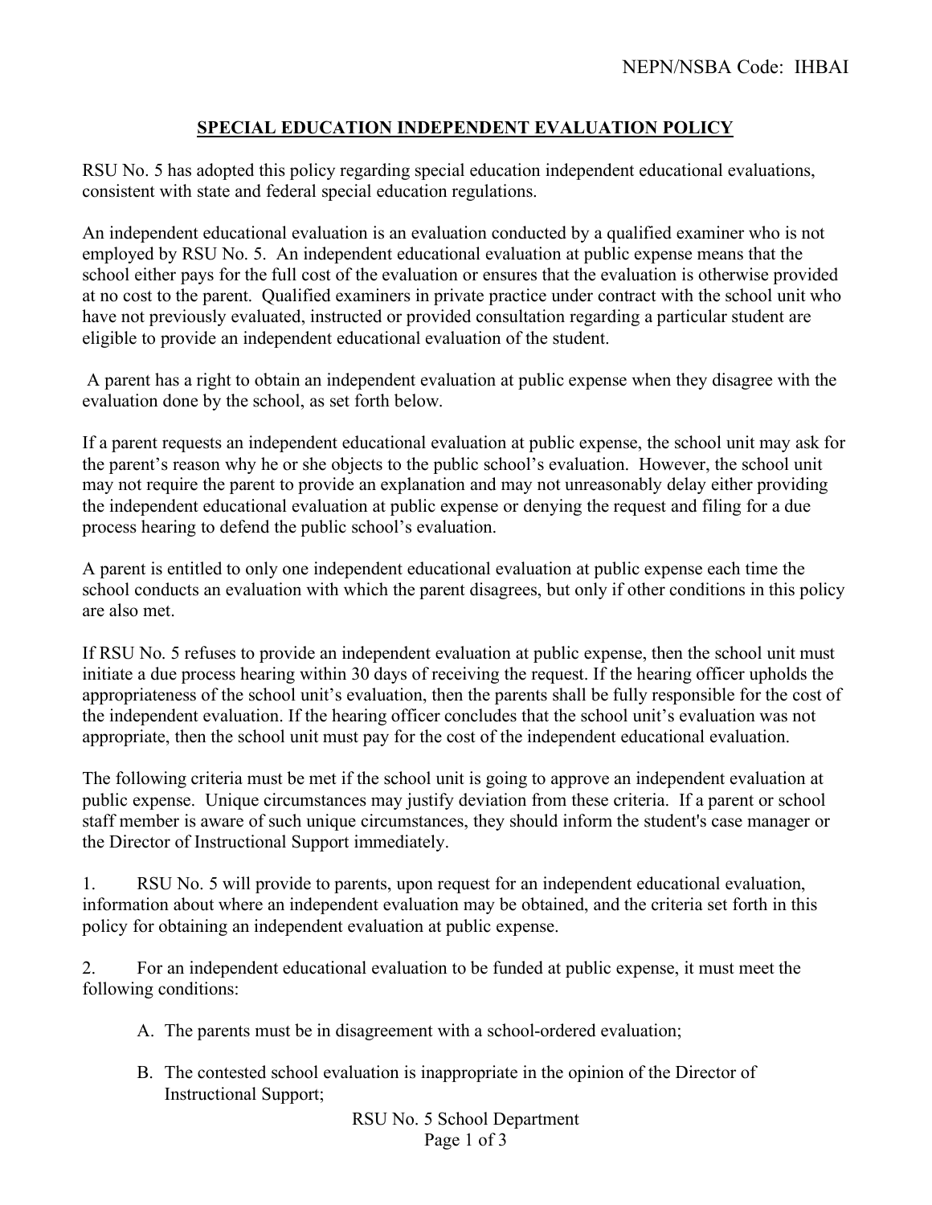NEPN/NSBA Code: IHBAI

# SPECIAL EDUCATION INDEPENDENT EVALUATION POLICY

RSU No. 5 has adopted this policy regarding special education independent educational evaluations, consistent with state and federal special education regulations.

An independent educational evaluation is an evaluation conducted by a qualified examiner who is not employed by RSU No. 5. An independent educational evaluation at public expense means that the school either pays for the full cost of the evaluation or ensures that the evaluation is otherwise provided at no cost to the parent. Qualified examiners in private practice under contract with the school unit who have not previously evaluated, instructed or provided consultation regarding a particular student are eligible to provide an independent educational evaluation of the student.

A parent has a right to obtain an independent evaluation at public expense when they disagree with the evaluation done by the school, as set forth below.

If a parent requests an independent educational evaluation at public expense, the school unit may ask for the parent's reason why he or she objects to the public school's evaluation. However, the school unit may not require the parent to provide an explanation and may not unreasonably delay either providing the independent educational evaluation at public expense or denying the request and filing for a due process hearing to defend the public school's evaluation.

A parent is entitled to only one independent educational evaluation at public expense each time the school conducts an evaluation with which the parent disagrees, but only if other conditions in this policy are also met.

If RSU No. 5 refuses to provide an independent evaluation at public expense, then the school unit must initiate a due process hearing within 30 days of receiving the request. If the hearing officer upholds the appropriateness of the school unit's evaluation, then the parents shall be fully responsible for the cost of the independent evaluation. If the hearing officer concludes that the school unit's evaluation was not appropriate, then the school unit must pay for the cost of the independent educational evaluation.

The following criteria must be met if the school unit is going to approve an independent evaluation at public expense. Unique circumstances may justify deviation from these criteria. If a parent or school staff member is aware of such unique circumstances, they should inform the student's case manager or the Director of Instructional Support immediately.

1. RSU No. 5 will provide to parents, upon request for an independent educational evaluation, information about where an independent evaluation may be obtained, and the criteria set forth in this policy for obtaining an independent evaluation at public expense.

2. For an independent educational evaluation to be funded at public expense, it must meet the following conditions:

   A. The parents must be in disagreement with a school-ordered evaluation;

   B. The contested school evaluation is inappropriate in the opinion of the Director of Instructional Support;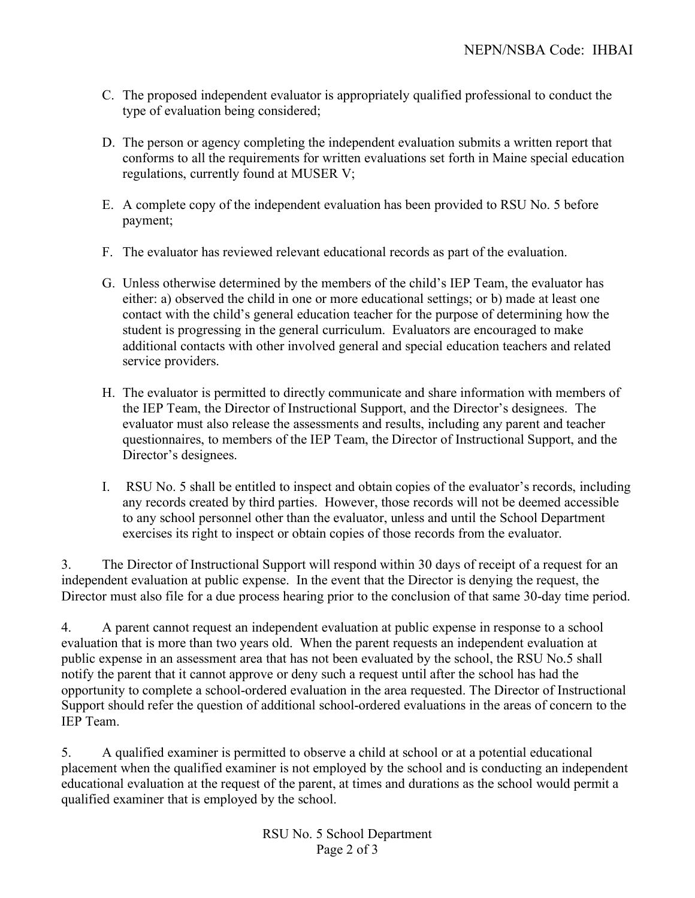C. The proposed independent evaluator is appropriately qualified professional to conduct the type of evaluation being considered;

D. The person or agency completing the independent evaluation submits a written report that conforms to all the requirements for written evaluations set forth in Maine special education regulations, currently found at MUSER V;

E. A complete copy of the independent evaluation has been provided to RSU No. 5 before payment;

F. The evaluator has reviewed relevant educational records as part of the evaluation.

G. Unless otherwise determined by the members of the child's IEP Team, the evaluator has either: a) observed the child in one or more educational settings; or b) made at least one contact with the child's general education teacher for the purpose of determining how the student is progressing in the general curriculum. Evaluators are encouraged to make additional contacts with other involved general and special education teachers and related service providers.

H. The evaluator is permitted to directly communicate and share information with members of the IEP Team, the Director of Instructional Support, and the Director's designees. The evaluator must also release the assessments and results, including any parent and teacher questionnaires, to members of the IEP Team, the Director of Instructional Support, and the Director's designees.

I. RSU No. 5 shall be entitled to inspect and obtain copies of the evaluator's records, including any records created by third parties. However, those records will not be deemed accessible to any school personnel other than the evaluator, unless and until the School Department exercises its right to inspect or obtain copies of those records from the evaluator.

3. The Director of Instructional Support will respond within 30 days of receipt of a request for an independent evaluation at public expense. In the event that the Director is denying the request, the Director must also file for a due process hearing prior to the conclusion of that same 30-day time period.

4. A parent cannot request an independent evaluation at public expense in response to a school evaluation that is more than two years old. When the parent requests an independent evaluation at public expense in an assessment area that has not been evaluated by the school, the RSU No.5 shall notify the parent that it cannot approve or deny such a request until after the school has had the opportunity to complete a school-ordered evaluation in the area requested. The Director of Instructional Support should refer the question of additional school-ordered evaluations in the areas of concern to the IEP Team.

5. A qualified examiner is permitted to observe a child at school or at a potential educational placement when the qualified examiner is not employed by the school and is conducting an independent educational evaluation at the request of the parent, at times and durations as the school would permit a qualified examiner that is employed by the school.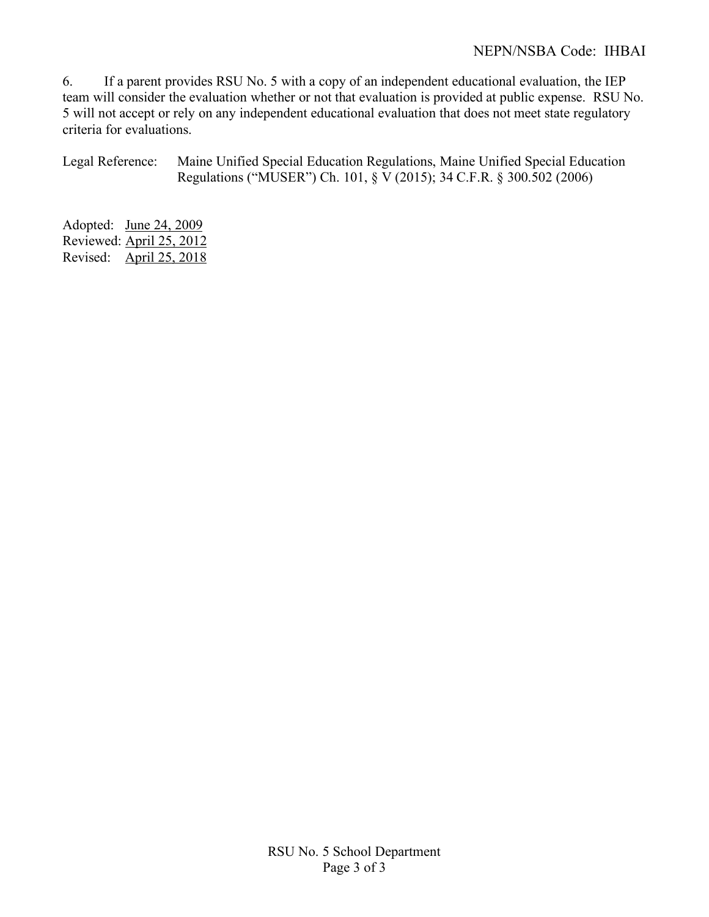6. If a parent provides RSU No. 5 with a copy of an independent educational evaluation, the IEP team will consider the evaluation whether or not that evaluation is provided at public expense. RSU No. 5 will not accept or rely on any independent educational evaluation that does not meet state regulatory criteria for evaluations.

Legal Reference: Maine Unified Special Education Regulations, Maine Unified Special Education Regulations ("MUSER") Ch. 101, § V (2015); 34 C.F.R. § 300.502 (2006)

Adopted: June 24, 2009
Reviewed: April 25, 2012
Revised: April 25, 2018